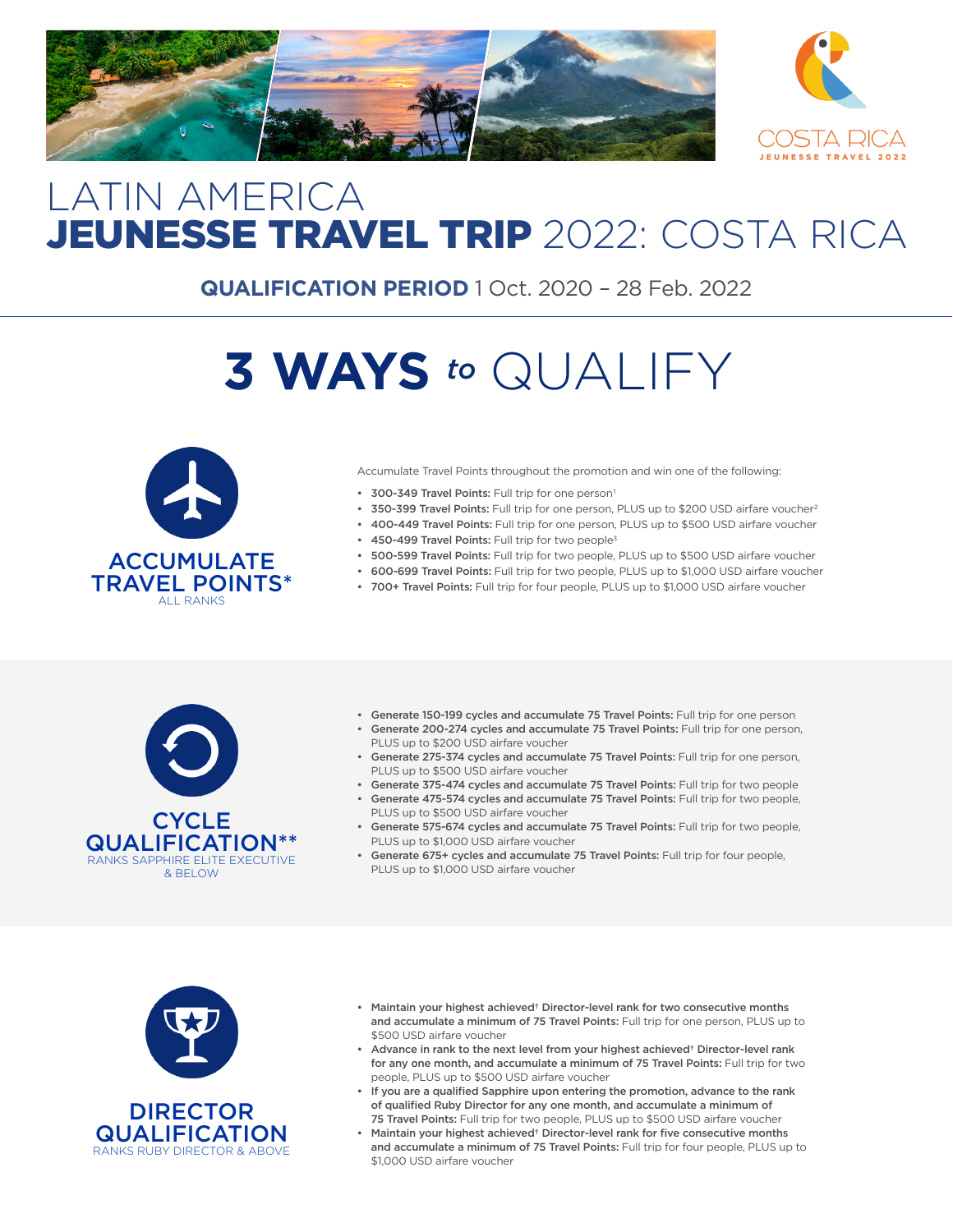COSTA RICA
JEUNESSE TRAVEL 2022

# LATIN AMERICA
# JEUNESSE TRAVEL TRIP 2022: COSTA RICA

**QUALIFICATION PERIOD** 1 Oct. 2020 – 28 Feb. 2022

## 3 WAYS to QUALIFY

### ACCUMULATE TRAVEL POINTS*
ALL RANKS

Accumulate Travel Points throughout the promotion and win one of the following:

- **300-349 Travel Points:** Full trip for one person[1]
- **350-399 Travel Points:** Full trip for one person, PLUS up to $200 USD airfare voucher[2]
- **400-449 Travel Points:** Full trip for one person, PLUS up to $500 USD airfare voucher
- **450-499 Travel Points:** Full trip for two people[3]
- **500-599 Travel Points:** Full trip for two people, PLUS up to $500 USD airfare voucher
- **600-699 Travel Points:** Full trip for two people, PLUS up to $1,000 USD airfare voucher
- **700+ Travel Points:** Full trip for four people, PLUS up to $1,000 USD airfare voucher

### CYCLE QUALIFICATION**
RANKS SAPPHIRE ELITE EXECUTIVE & BELOW

- **Generate 150-199 cycles and accumulate 75 Travel Points:** Full trip for one person
- **Generate 200-274 cycles and accumulate 75 Travel Points:** Full trip for one person, PLUS up to $200 USD airfare voucher
- **Generate 275-374 cycles and accumulate 75 Travel Points:** Full trip for one person, PLUS up to $500 USD airfare voucher
- **Generate 375-474 cycles and accumulate 75 Travel Points:** Full trip for two people
- **Generate 475-574 cycles and accumulate 75 Travel Points:** Full trip for two people, PLUS up to $500 USD airfare voucher
- **Generate 575-674 cycles and accumulate 75 Travel Points:** Full trip for two people, PLUS up to $1,000 USD airfare voucher
- **Generate 675+ cycles and accumulate 75 Travel Points:** Full trip for four people, PLUS up to $1,000 USD airfare voucher

### DIRECTOR QUALIFICATION
RANKS RUBY DIRECTOR & ABOVE

- **Maintain your highest achieved† Director-level rank for two consecutive months and accumulate a minimum of 75 Travel Points:** Full trip for one person, PLUS up to $500 USD airfare voucher
- **Advance in rank to the next level from your highest achieved† Director-level rank for any one month, and accumulate a minimum of 75 Travel Points:** Full trip for two people, PLUS up to $500 USD airfare voucher
- **If you are a qualified Sapphire upon entering the promotion, advance to the rank of qualified Ruby Director for any one month, and accumulate a minimum of 75 Travel Points:** Full trip for two people, PLUS up to $500 USD airfare voucher
- **Maintain your highest achieved† Director-level rank for five consecutive months and accumulate a minimum of 75 Travel Points:** Full trip for four people, PLUS up to $1,000 USD airfare voucher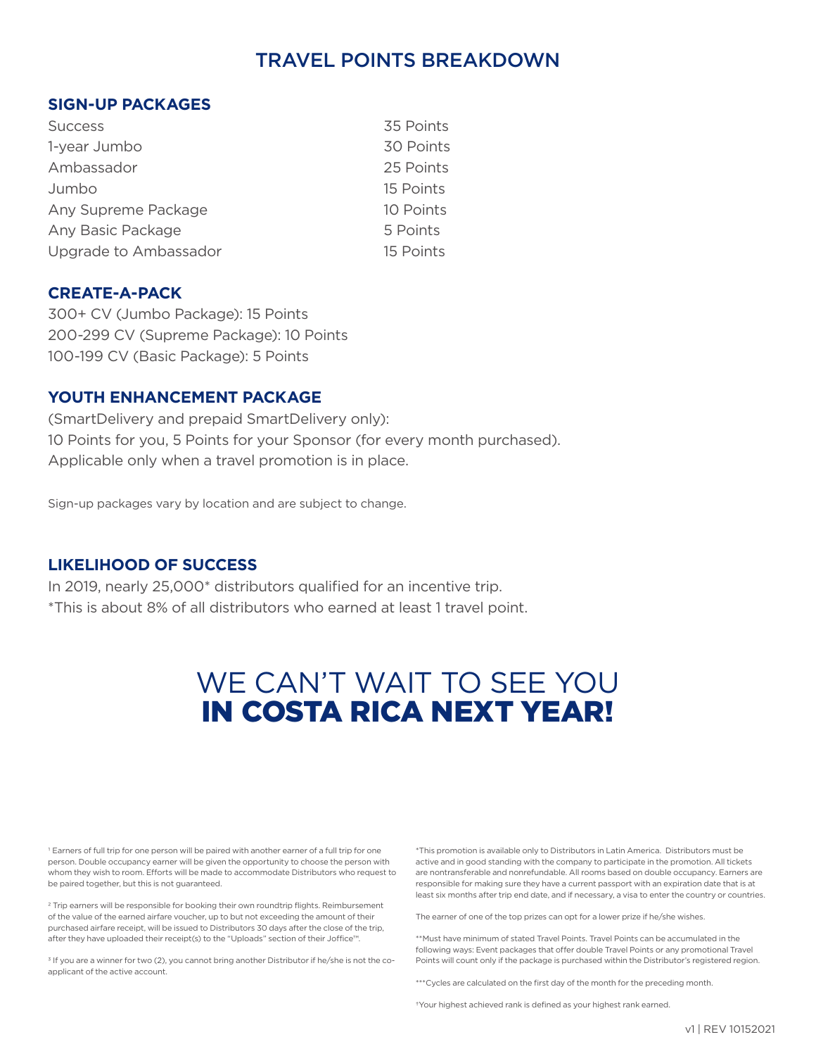# TRAVEL POINTS BREAKDOWN

## SIGN-UP PACKAGES

| | |
|---|---|
| Success | 35 Points |
| 1-year Jumbo | 30 Points |
| Ambassador | 25 Points |
| Jumbo | 15 Points |
| Any Supreme Package | 10 Points |
| Any Basic Package | 5 Points |
| Upgrade to Ambassador | 15 Points |

## CREATE-A-PACK

300+ CV (Jumbo Package): 15 Points
200-299 CV (Supreme Package): 10 Points
100-199 CV (Basic Package): 5 Points

## YOUTH ENHANCEMENT PACKAGE

(SmartDelivery and prepaid SmartDelivery only):
10 Points for you, 5 Points for your Sponsor (for every month purchased).
Applicable only when a travel promotion is in place.

Sign-up packages vary by location and are subject to change.

## LIKELIHOOD OF SUCCESS

In 2019, nearly 25,000* distributors qualified for an incentive trip.
*This is about 8% of all distributors who earned at least 1 travel point.

# WE CAN'T WAIT TO SEE YOU **IN COSTA RICA NEXT YEAR!**

[1] Earners of full trip for one person will be paired with another earner of a full trip for one person. Double occupancy earner will be given the opportunity to choose the person with whom they wish to room. Efforts will be made to accommodate Distributors who request to be paired together, but this is not guaranteed.

[2] Trip earners will be responsible for booking their own roundtrip flights. Reimbursement of the value of the earned airfare voucher, up to but not exceeding the amount of their purchased airfare receipt, will be issued to Distributors 30 days after the close of the trip, after they have uploaded their receipt(s) to the "Uploads" section of their Joffice™.

[3] If you are a winner for two (2), you cannot bring another Distributor if he/she is not the co-applicant of the active account.

*This promotion is available only to Distributors in Latin America. Distributors must be active and in good standing with the company to participate in the promotion. All tickets are nontransferable and nonrefundable. All rooms based on double occupancy. Earners are responsible for making sure they have a current passport with an expiration date that is at least six months after trip end date, and if necessary, a visa to enter the country or countries.

The earner of one of the top prizes can opt for a lower prize if he/she wishes.

**Must have minimum of stated Travel Points. Travel Points can be accumulated in the following ways: Event packages that offer double Travel Points or any promotional Travel Points will count only if the package is purchased within the Distributor's registered region.

***Cycles are calculated on the first day of the month for the preceding month.

†Your highest achieved rank is defined as your highest rank earned.

v1 | REV 10152021